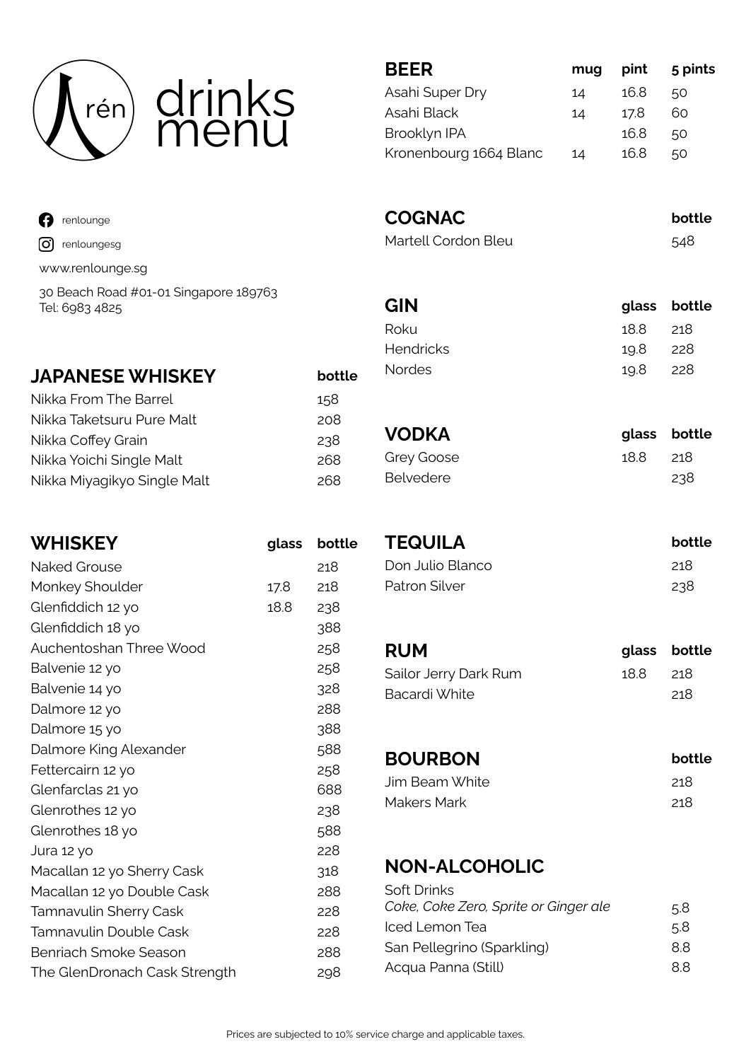# rén drinks menu

renlounge

renloungesg

www.renlounge.sg

30 Beach Road #01-01 Singapore 189763
Tel: 6983 4825

## JAPANESE WHISKEY

| JAPANESE WHISKEY | bottle |
|---|---|
| Nikka From The Barrel | 158 |
| Nikka Taketsuru Pure Malt | 208 |
| Nikka Coffey Grain | 238 |
| Nikka Yoichi Single Malt | 268 |
| Nikka Miyagikyo Single Malt | 268 |

## WHISKEY

| WHISKEY | glass | bottle |
|---|---|---|
| Naked Grouse | | 218 |
| Monkey Shoulder | 17.8 | 218 |
| Glenfiddich 12 yo | 18.8 | 238 |
| Glenfiddich 18 yo | | 388 |
| Auchentoshan Three Wood | | 258 |
| Balvenie 12 yo | | 258 |
| Balvenie 14 yo | | 328 |
| Dalmore 12 yo | | 288 |
| Dalmore 15 yo | | 388 |
| Dalmore King Alexander | | 588 |
| Fettercairn 12 yo | | 258 |
| Glenfarclas 21 yo | | 688 |
| Glenrothes 12 yo | | 238 |
| Glenrothes 18 yo | | 588 |
| Jura 12 yo | | 228 |
| Macallan 12 yo Sherry Cask | | 318 |
| Macallan 12 yo Double Cask | | 288 |
| Tamnavulin Sherry Cask | | 228 |
| Tamnavulin Double Cask | | 228 |
| Benriach Smoke Season | | 288 |
| The GlenDronach Cask Strength | | 298 |

## BEER

| BEER | mug | pint | 5 pints |
|---|---|---|---|
| Asahi Super Dry | 14 | 16.8 | 50 |
| Asahi Black | 14 | 17.8 | 60 |
| Brooklyn IPA | | 16.8 | 50 |
| Kronenbourg 1664 Blanc | 14 | 16.8 | 50 |

## COGNAC

| COGNAC | bottle |
|---|---|
| Martell Cordon Bleu | 548 |

## GIN

| GIN | glass | bottle |
|---|---|---|
| Roku | 18.8 | 218 |
| Hendricks | 19.8 | 228 |
| Nordes | 19.8 | 228 |

## VODKA

| VODKA | glass | bottle |
|---|---|---|
| Grey Goose | 18.8 | 218 |
| Belvedere | | 238 |

## TEQUILA

| TEQUILA | bottle |
|---|---|
| Don Julio Blanco | 218 |
| Patron Silver | 238 |

## RUM

| RUM | glass | bottle |
|---|---|---|
| Sailor Jerry Dark Rum | 18.8 | 218 |
| Bacardi White | | 218 |

## BOURBON

| BOURBON | bottle |
|---|---|
| Jim Beam White | 218 |
| Makers Mark | 218 |

## NON-ALCOHOLIC

| NON-ALCOHOLIC | |
|---|---|
| Soft Drinks *Coke, Coke Zero, Sprite or Ginger ale* | 5.8 |
| Iced Lemon Tea | 5.8 |
| San Pellegrino (Sparkling) | 8.8 |
| Acqua Panna (Still) | 8.8 |

Prices are subjected to 10% service charge and applicable taxes.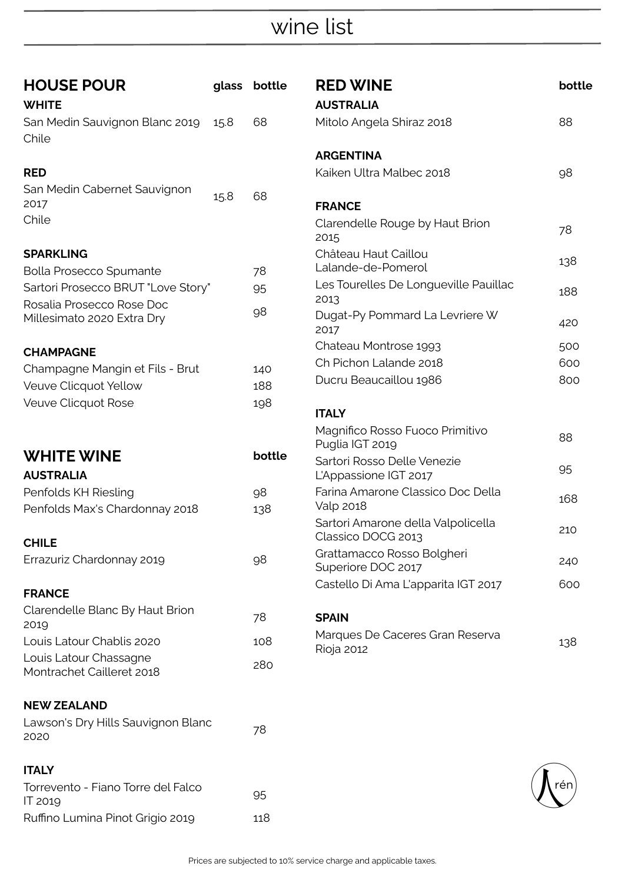# wine list

## HOUSE POUR

| | glass | bottle |
|---|---|---|
| **WHITE** | | |
| San Medin Sauvignon Blanc 2019 Chile | 15.8 | 68 |
| **RED** | | |
| San Medin Cabernet Sauvignon 2017 Chile | 15.8 | 68 |
| **SPARKLING** | | |
| Bolla Prosecco Spumante | | 78 |
| Sartori Prosecco BRUT "Love Story" | | 95 |
| Rosalia Prosecco Rose Doc Millesimato 2020 Extra Dry | | 98 |
| **CHAMPAGNE** | | |
| Champagne Mangin et Fils - Brut | | 140 |
| Veuve Clicquot Yellow | | 188 |
| Veuve Clicquot Rose | | 198 |

## WHITE WINE

| | bottle |
|---|---|
| **AUSTRALIA** | |
| Penfolds KH Riesling | 98 |
| Penfolds Max's Chardonnay 2018 | 138 |
| **CHILE** | |
| Errazuriz Chardonnay 2019 | 98 |
| **FRANCE** | |
| Clarendelle Blanc By Haut Brion 2019 | 78 |
| Louis Latour Chablis 2020 | 108 |
| Louis Latour Chassagne Montrachet Cailleret 2018 | 280 |
| **NEW ZEALAND** | |
| Lawson's Dry Hills Sauvignon Blanc 2020 | 78 |
| **ITALY** | |
| Torrevento - Fiano Torre del Falco IT 2019 | 95 |
| Ruffino Lumina Pinot Grigio 2019 | 118 |

## RED WINE

| | bottle |
|---|---|
| **AUSTRALIA** | |
| Mitolo Angela Shiraz 2018 | 88 |
| **ARGENTINA** | |
| Kaiken Ultra Malbec 2018 | 98 |
| **FRANCE** | |
| Clarendelle Rouge by Haut Brion 2015 | 78 |
| Château Haut Caillou Lalande-de-Pomerol | 138 |
| Les Tourelles De Longueville Pauillac 2013 | 188 |
| Dugat-Py Pommard La Levriere W 2017 | 420 |
| Chateau Montrose 1993 | 500 |
| Ch Pichon Lalande 2018 | 600 |
| Ducru Beaucaillou 1986 | 800 |
| **ITALY** | |
| Magnifico Rosso Fuoco Primitivo Puglia IGT 2019 | 88 |
| Sartori Rosso Delle Venezie L'Appassione IGT 2017 | 95 |
| Farina Amarone Classico Doc Della Valp 2018 | 168 |
| Sartori Amarone della Valpolicella Classico DOCG 2013 | 210 |
| Grattamacco Rosso Bolgheri Superiore DOC 2017 | 240 |
| Castello Di Ama L'apparita IGT 2017 | 600 |
| **SPAIN** | |
| Marques De Caceres Gran Reserva Rioja 2012 | 138 |

rén

Prices are subjected to 10% service charge and applicable taxes.